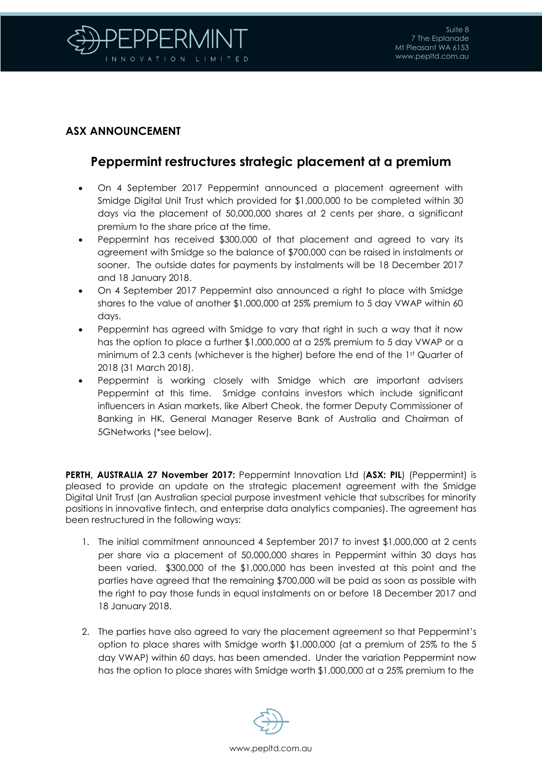## ASX ANNOUNCEMENT

# Peppermint restructures strategic placement at a premium

- On 4 September 2017 Peppermint announced a placement agreement with Smidge Digital Unit Trust which provided for $1,000,000 to be completed within 30 days via the placement of 50,000,000 shares at 2 cents per share, a significant premium to the share price at the time.
- Peppermint has received $300,000 of that placement and agreed to vary its agreement with Smidge so the balance of $700,000 can be raised in instalments or sooner. The outside dates for payments by instalments will be 18 December 2017 and 18 January 2018.
- On 4 September 2017 Peppermint also announced a right to place with Smidge shares to the value of another $1,000,000 at 25% premium to 5 day VWAP within 60 days.
- Peppermint has agreed with Smidge to vary that right in such a way that it now has the option to place a further $1,000,000 at a 25% premium to 5 day VWAP or a minimum of 2.3 cents (whichever is the higher) before the end of the 1st Quarter of 2018 (31 March 2018).
- Peppermint is working closely with Smidge which are important advisers Peppermint at this time. Smidge contains investors which include significant influencers in Asian markets, like Albert Cheok, the former Deputy Commissioner of Banking in HK, General Manager Reserve Bank of Australia and Chairman of 5GNetworks (*see below).

**PERTH, AUSTRALIA 27 November 2017:** Peppermint Innovation Ltd (**ASX: PIL**) (Peppermint) is pleased to provide an update on the strategic placement agreement with the Smidge Digital Unit Trust (an Australian special purpose investment vehicle that subscribes for minority positions in innovative fintech, and enterprise data analytics companies). The agreement has been restructured in the following ways:

1. The initial commitment announced 4 September 2017 to invest $1,000,000 at 2 cents per share via a placement of 50,000,000 shares in Peppermint within 30 days has been varied. $300,000 of the $1,000,000 has been invested at this point and the parties have agreed that the remaining $700,000 will be paid as soon as possible with the right to pay those funds in equal instalments on or before 18 December 2017 and 18 January 2018.

2. The parties have also agreed to vary the placement agreement so that Peppermint's option to place shares with Smidge worth $1,000,000 (at a premium of 25% to the 5 day VWAP) within 60 days, has been amended. Under the variation Peppermint now has the option to place shares with Smidge worth $1,000,000 at a 25% premium to the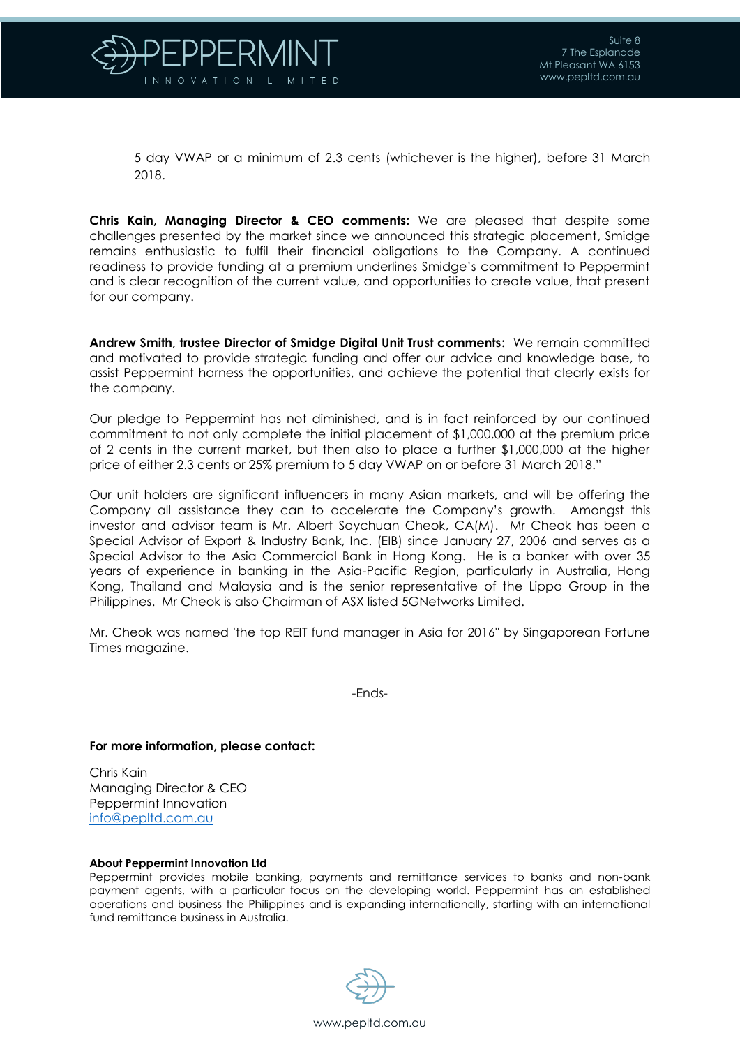5 day VWAP or a minimum of 2.3 cents (whichever is the higher), before 31 March 2018.

**Chris Kain, Managing Director & CEO comments:** We are pleased that despite some challenges presented by the market since we announced this strategic placement, Smidge remains enthusiastic to fulfil their financial obligations to the Company. A continued readiness to provide funding at a premium underlines Smidge's commitment to Peppermint and is clear recognition of the current value, and opportunities to create value, that present for our company.

**Andrew Smith, trustee Director of Smidge Digital Unit Trust comments:** We remain committed and motivated to provide strategic funding and offer our advice and knowledge base, to assist Peppermint harness the opportunities, and achieve the potential that clearly exists for the company.

Our pledge to Peppermint has not diminished, and is in fact reinforced by our continued commitment to not only complete the initial placement of $1,000,000 at the premium price of 2 cents in the current market, but then also to place a further $1,000,000 at the higher price of either 2.3 cents or 25% premium to 5 day VWAP on or before 31 March 2018."

Our unit holders are significant influencers in many Asian markets, and will be offering the Company all assistance they can to accelerate the Company's growth. Amongst this investor and advisor team is Mr. Albert Saychuan Cheok, CA(M). Mr Cheok has been a Special Advisor of Export & Industry Bank, Inc. (EIB) since January 27, 2006 and serves as a Special Advisor to the Asia Commercial Bank in Hong Kong. He is a banker with over 35 years of experience in banking in the Asia-Pacific Region, particularly in Australia, Hong Kong, Thailand and Malaysia and is the senior representative of the Lippo Group in the Philippines. Mr Cheok is also Chairman of ASX listed 5GNetworks Limited.

Mr. Cheok was named 'the top REIT fund manager in Asia for 2016" by Singaporean Fortune Times magazine.

-Ends-

**For more information, please contact:**

Chris Kain
Managing Director & CEO
Peppermint Innovation
info@pepltd.com.au

**About Peppermint Innovation Ltd**

Peppermint provides mobile banking, payments and remittance services to banks and non-bank payment agents, with a particular focus on the developing world. Peppermint has an established operations and business the Philippines and is expanding internationally, starting with an international fund remittance business in Australia.